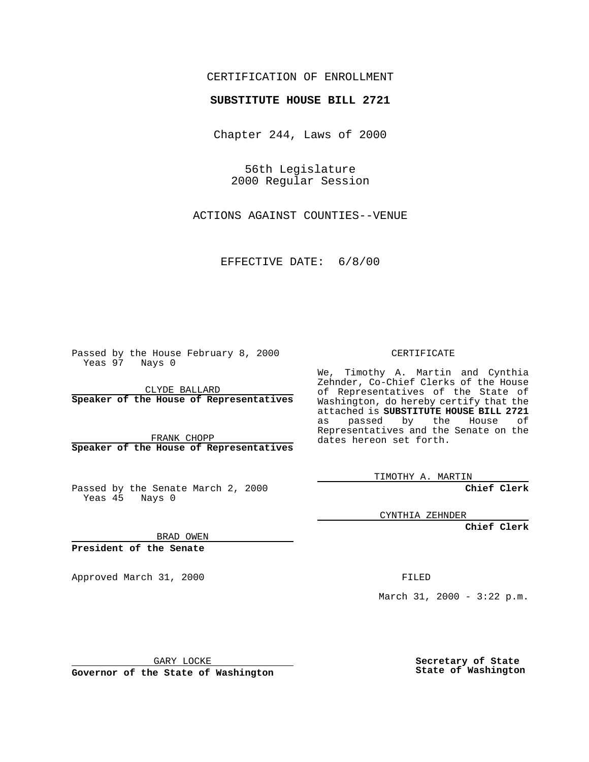CERTIFICATION OF ENROLLMENT

**SUBSTITUTE HOUSE BILL 2721**

Chapter 244, Laws of 2000

56th Legislature
2000 Regular Session

ACTIONS AGAINST COUNTIES--VENUE

EFFECTIVE DATE: 6/8/00

Passed by the House February 8, 2000
Yeas 97 Nays 0

CLYDE BALLARD
**Speaker of the House of Representatives**

FRANK CHOPP
**Speaker of the House of Representatives**

Passed by the Senate March 2, 2000
Yeas 45 Nays 0

BRAD OWEN
**President of the Senate**

Approved March 31, 2000

GARY LOCKE
**Governor of the State of Washington**

CERTIFICATE

We, Timothy A. Martin and Cynthia Zehnder, Co-Chief Clerks of the House of Representatives of the State of Washington, do hereby certify that the attached is **SUBSTITUTE HOUSE BILL 2721** as passed by the House of Representatives and the Senate on the dates hereon set forth.

TIMOTHY A. MARTIN
**Chief Clerk**

CYNTHIA ZEHNDER
**Chief Clerk**

FILED

March 31, 2000 - 3:22 p.m.

**Secretary of State**
**State of Washington**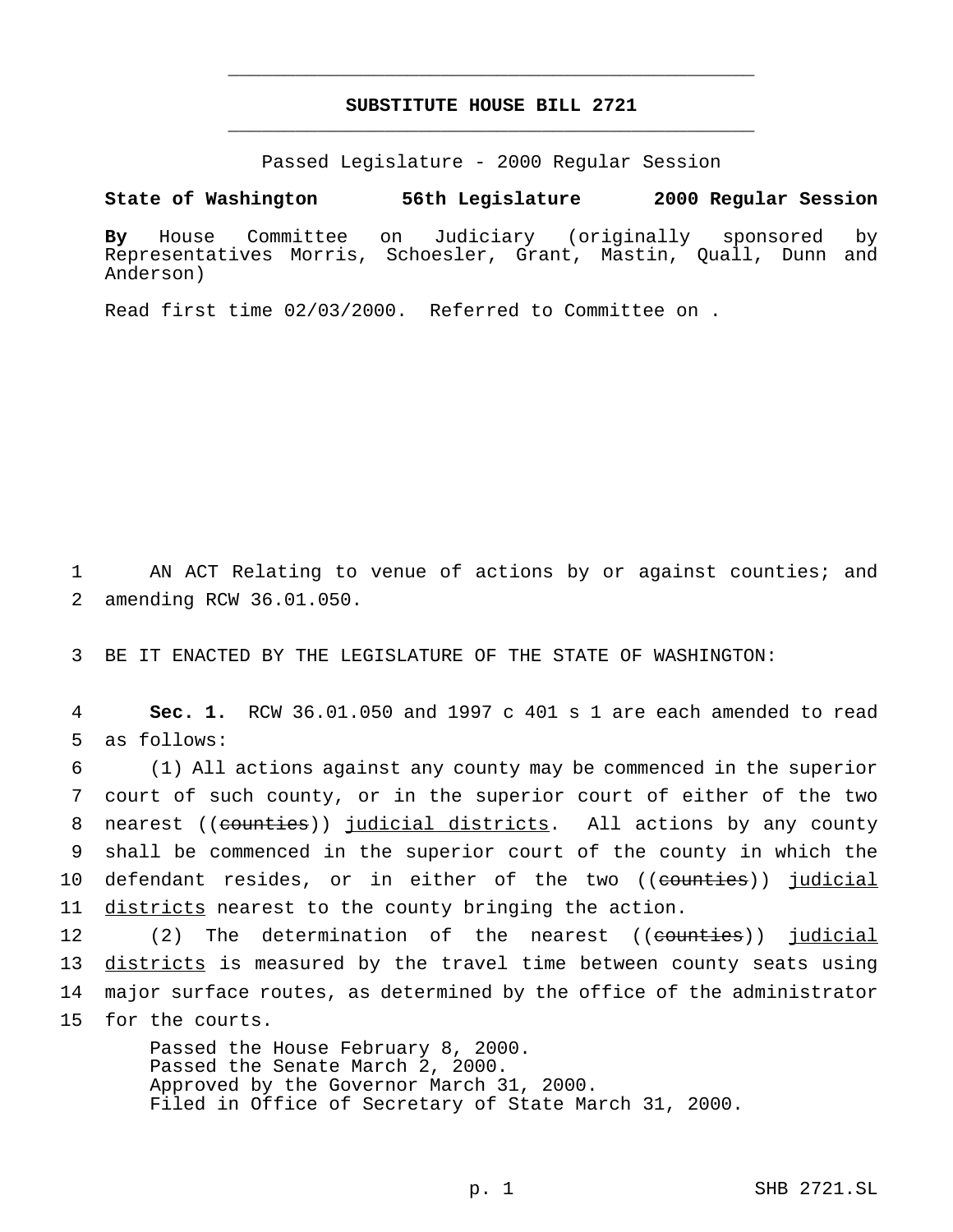# SUBSTITUTE HOUSE BILL 2721

Passed Legislature - 2000 Regular Session

**State of Washington 56th Legislature 2000 Regular Session**

**By** House Committee on Judiciary (originally sponsored by Representatives Morris, Schoesler, Grant, Mastin, Quall, Dunn and Anderson)

Read first time 02/03/2000. Referred to Committee on .

1 AN ACT Relating to venue of actions by or against counties; and
2 amending RCW 36.01.050.

3 BE IT ENACTED BY THE LEGISLATURE OF THE STATE OF WASHINGTON:

4 **Sec. 1.** RCW 36.01.050 and 1997 c 401 s 1 are each amended to read
5 as follows:

6 (1) All actions against any county may be commenced in the superior
7 court of such county, or in the superior court of either of the two
8 nearest ((~~counties~~)) <u>judicial districts</u>. All actions by any county
9 shall be commenced in the superior court of the county in which the
10 defendant resides, or in either of the two ((~~counties~~)) <u>judicial</u>
11 <u>districts</u> nearest to the county bringing the action.

12 (2) The determination of the nearest ((~~counties~~)) <u>judicial</u>
13 <u>districts</u> is measured by the travel time between county seats using
14 major surface routes, as determined by the office of the administrator
15 for the courts.

Passed the House February 8, 2000.
Passed the Senate March 2, 2000.
Approved by the Governor March 31, 2000.
Filed in Office of Secretary of State March 31, 2000.